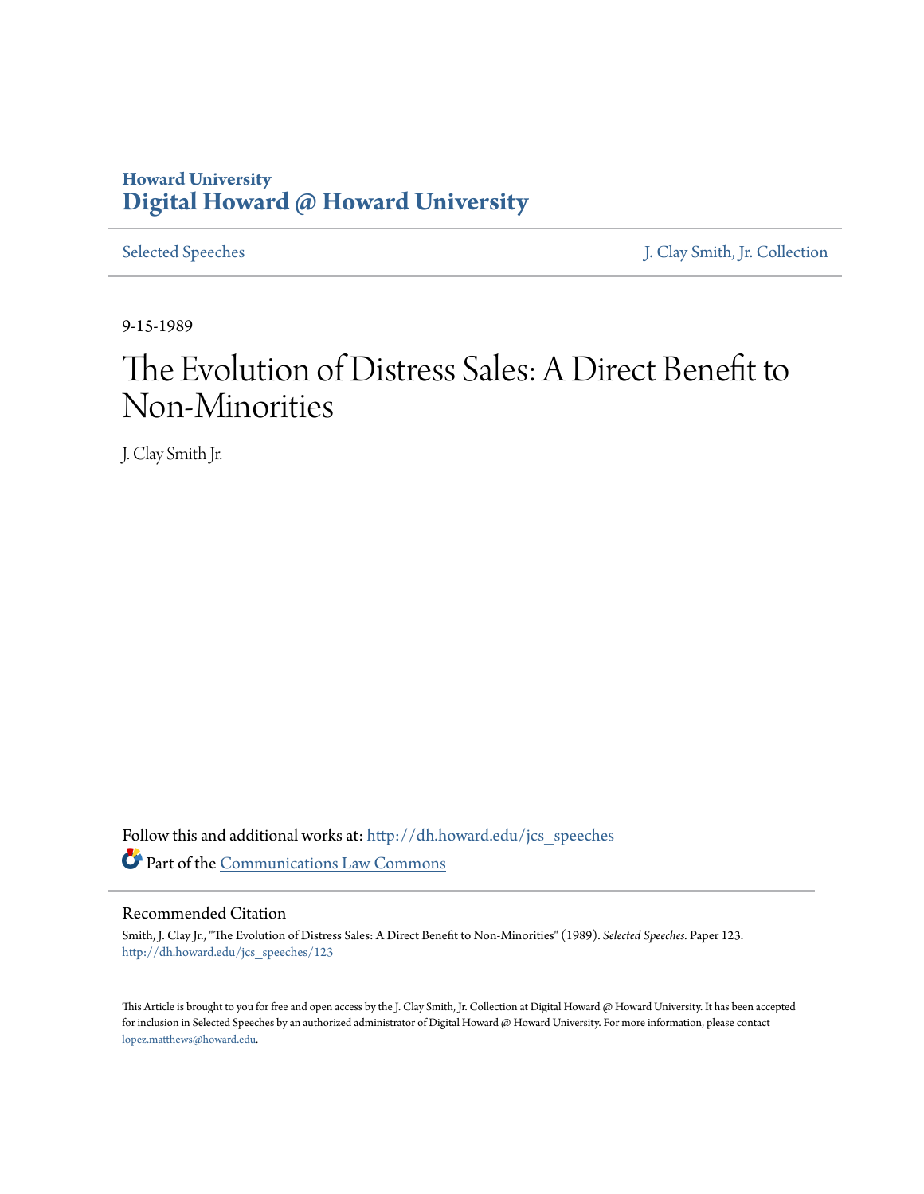Howard University
**Digital Howard @ Howard University**

Selected Speeches | J. Clay Smith, Jr. Collection

9-15-1989

# The Evolution of Distress Sales: A Direct Benefit to Non-Minorities

J. Clay Smith Jr.

Follow this and additional works at: http://dh.howard.edu/jcs_speeches

Part of the Communications Law Commons

## Recommended Citation

Smith, J. Clay Jr., "The Evolution of Distress Sales: A Direct Benefit to Non-Minorities" (1989). *Selected Speeches.* Paper 123.
http://dh.howard.edu/jcs_speeches/123

This Article is brought to you for free and open access by the J. Clay Smith, Jr. Collection at Digital Howard @ Howard University. It has been accepted for inclusion in Selected Speeches by an authorized administrator of Digital Howard @ Howard University. For more information, please contact lopez.matthews@howard.edu.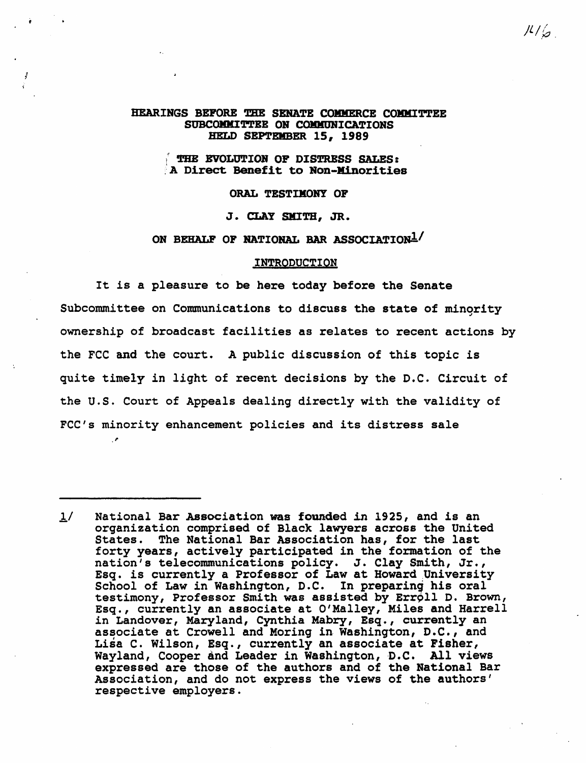**HEARINGS BEFORE THE SENATE COMMERCE COMMITTEE SUBCOMMITTEE ON COMMUNICATIONS HELD SEPTEMBER 15, 1989**

**THE EVOLUTION OF DISTRESS SALES: A Direct Benefit to Non-Minorities**

**ORAL TESTIMONY OF**

**J. CLAY SMITH, JR.**

**ON BEHALF OF NATIONAL BAR ASSOCIATION[1]**

## INTRODUCTION

It is a pleasure to be here today before the Senate Subcommittee on Communications to discuss the state of minority ownership of broadcast facilities as relates to recent actions by the FCC and the court. A public discussion of this topic is quite timely in light of recent decisions by the D.C. Circuit of the U.S. Court of Appeals dealing directly with the validity of FCC's minority enhancement policies and its distress sale

---

1/ National Bar Association was founded in 1925, and is an organization comprised of Black lawyers across the United States. The National Bar Association has, for the last forty years, actively participated in the formation of the nation's telecommunications policy. J. Clay Smith, Jr., Esq. is currently a Professor of Law at Howard University School of Law in Washington, D.C. In preparing his oral testimony, Professor Smith was assisted by Erroll D. Brown, Esq., currently an associate at O'Malley, Miles and Harrell in Landover, Maryland, Cynthia Mabry, Esq., currently an associate at Crowell and Moring in Washington, D.C., and Lisa C. Wilson, Esq., currently an associate at Fisher, Wayland, Cooper and Leader in Washington, D.C. All views expressed are those of the authors and of the National Bar Association, and do not express the views of the authors' respective employers.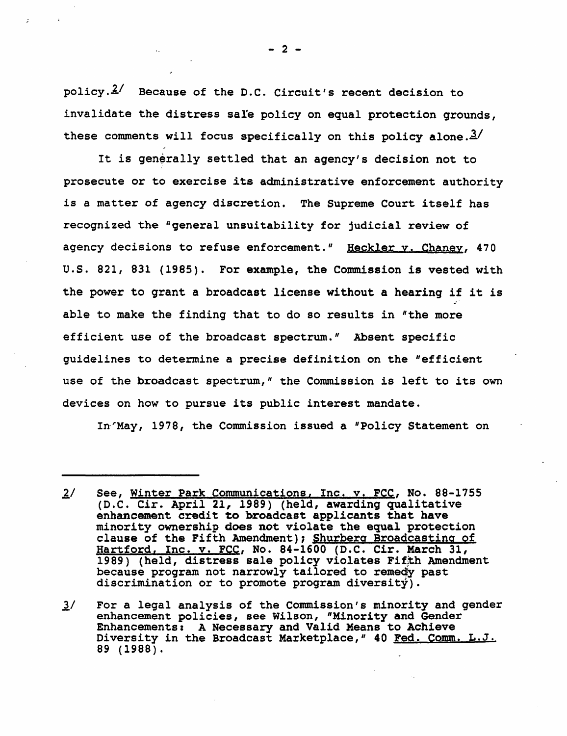policy.[2] Because of the D.C. Circuit's recent decision to invalidate the distress sale policy on equal protection grounds, these comments will focus specifically on this policy alone.[3]

It is generally settled that an agency's decision not to prosecute or to exercise its administrative enforcement authority is a matter of agency discretion. The Supreme Court itself has recognized the "general unsuitability for judicial review of agency decisions to refuse enforcement." Heckler v. Chaney, 470 U.S. 821, 831 (1985). For example, the Commission is vested with the power to grant a broadcast license without a hearing if it is able to make the finding that to do so results in "the more efficient use of the broadcast spectrum." Absent specific guidelines to determine a precise definition on the "efficient use of the broadcast spectrum," the Commission is left to its own devices on how to pursue its public interest mandate.

In May, 1978, the Commission issued a "Policy Statement on

---

2/ See, Winter Park Communications, Inc. v. FCC, No. 88-1755 (D.C. Cir. April 21, 1989) (held, awarding qualitative enhancement credit to broadcast applicants that have minority ownership does not violate the equal protection clause of the Fifth Amendment); Shurberg Broadcasting of Hartford, Inc. v. FCC, No. 84-1600 (D.C. Cir. March 31, 1989) (held, distress sale policy violates Fifth Amendment because program not narrowly tailored to remedy past discrimination or to promote program diversity).

3/ For a legal analysis of the Commission's minority and gender enhancement policies, see Wilson, "Minority and Gender Enhancements: A Necessary and Valid Means to Achieve Diversity in the Broadcast Marketplace," 40 Fed. Comm. L.J. 89 (1988).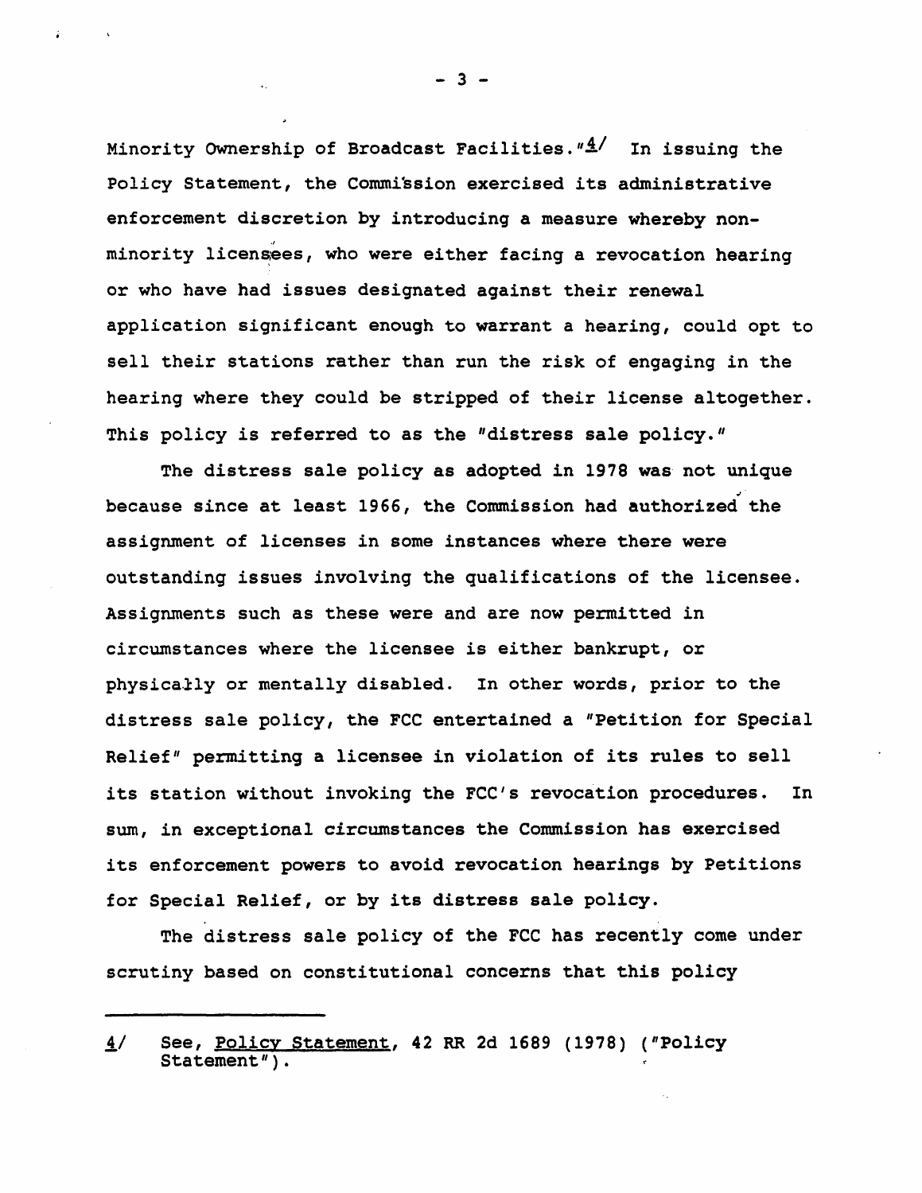Minority Ownership of Broadcast Facilities."[4] In issuing the Policy Statement, the Commission exercised its administrative enforcement discretion by introducing a measure whereby non-minority licensees, who were either facing a revocation hearing or who have had issues designated against their renewal application significant enough to warrant a hearing, could opt to sell their stations rather than run the risk of engaging in the hearing where they could be stripped of their license altogether. This policy is referred to as the "distress sale policy."

The distress sale policy as adopted in 1978 was not unique because since at least 1966, the Commission had authorized the assignment of licenses in some instances where there were outstanding issues involving the qualifications of the licensee. Assignments such as these were and are now permitted in circumstances where the licensee is either bankrupt, or physically or mentally disabled. In other words, prior to the distress sale policy, the FCC entertained a "Petition for Special Relief" permitting a licensee in violation of its rules to sell its station without invoking the FCC's revocation procedures. In sum, in exceptional circumstances the Commission has exercised its enforcement powers to avoid revocation hearings by Petitions for Special Relief, or by its distress sale policy.

The distress sale policy of the FCC has recently come under scrutiny based on constitutional concerns that this policy

---

4/ See, Policy Statement, 42 RR 2d 1689 (1978) ("Policy Statement").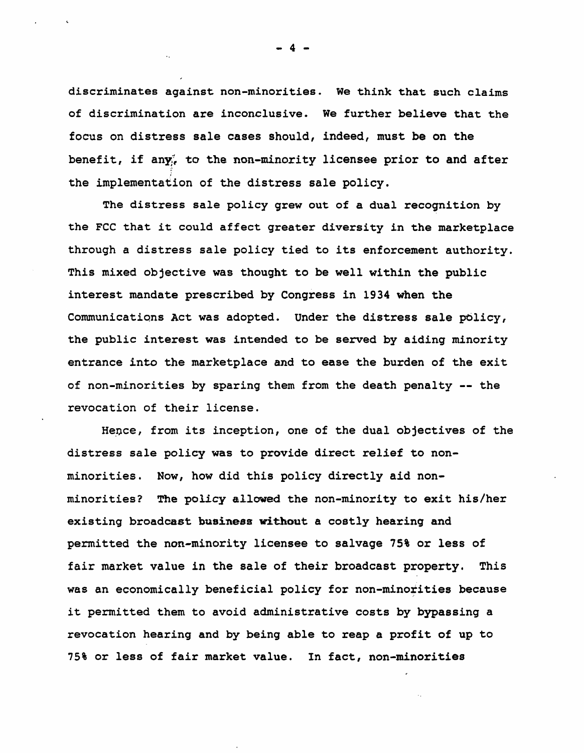discriminates against non-minorities. We think that such claims of discrimination are inconclusive. We further believe that the focus on distress sale cases should, indeed, must be on the benefit, if any, to the non-minority licensee prior to and after the implementation of the distress sale policy.

The distress sale policy grew out of a dual recognition by the FCC that it could affect greater diversity in the marketplace through a distress sale policy tied to its enforcement authority. This mixed objective was thought to be well within the public interest mandate prescribed by Congress in 1934 when the Communications Act was adopted. Under the distress sale policy, the public interest was intended to be served by aiding minority entrance into the marketplace and to ease the burden of the exit of non-minorities by sparing them from the death penalty -- the revocation of their license.

Hence, from its inception, one of the dual objectives of the distress sale policy was to provide direct relief to non-minorities. Now, how did this policy directly aid non-minorities? The policy allowed the non-minority to exit his/her existing broadcast business without a costly hearing and permitted the non-minority licensee to salvage 75% or less of fair market value in the sale of their broadcast property. This was an economically beneficial policy for non-minorities because it permitted them to avoid administrative costs by bypassing a revocation hearing and by being able to reap a profit of up to 75% or less of fair market value. In fact, non-minorities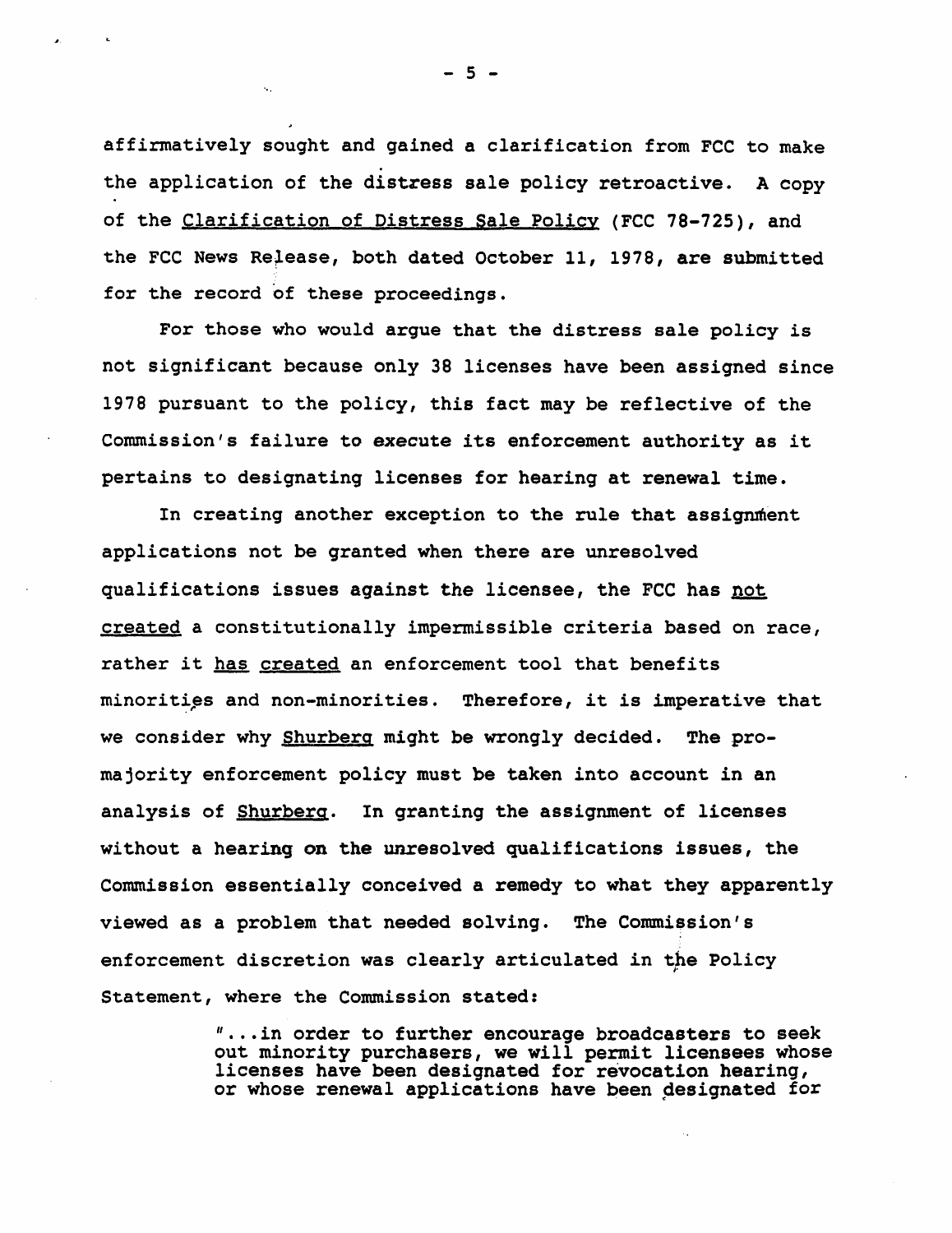affirmatively sought and gained a clarification from FCC to make the application of the distress sale policy retroactive. A copy of the Clarification of Distress Sale Policy (FCC 78-725), and the FCC News Release, both dated October 11, 1978, are submitted for the record of these proceedings.

For those who would argue that the distress sale policy is not significant because only 38 licenses have been assigned since 1978 pursuant to the policy, this fact may be reflective of the Commission's failure to execute its enforcement authority as it pertains to designating licenses for hearing at renewal time.

In creating another exception to the rule that assignment applications not be granted when there are unresolved qualifications issues against the licensee, the FCC has not created a constitutionally impermissible criteria based on race, rather it has created an enforcement tool that benefits minorities and non-minorities. Therefore, it is imperative that we consider why Shurberg might be wrongly decided. The pro-majority enforcement policy must be taken into account in an analysis of Shurberg. In granting the assignment of licenses without a hearing on the unresolved qualifications issues, the Commission essentially conceived a remedy to what they apparently viewed as a problem that needed solving. The Commission's enforcement discretion was clearly articulated in the Policy Statement, where the Commission stated:

> "...in order to further encourage broadcasters to seek out minority purchasers, we will permit licensees whose licenses have been designated for revocation hearing, or whose renewal applications have been designated for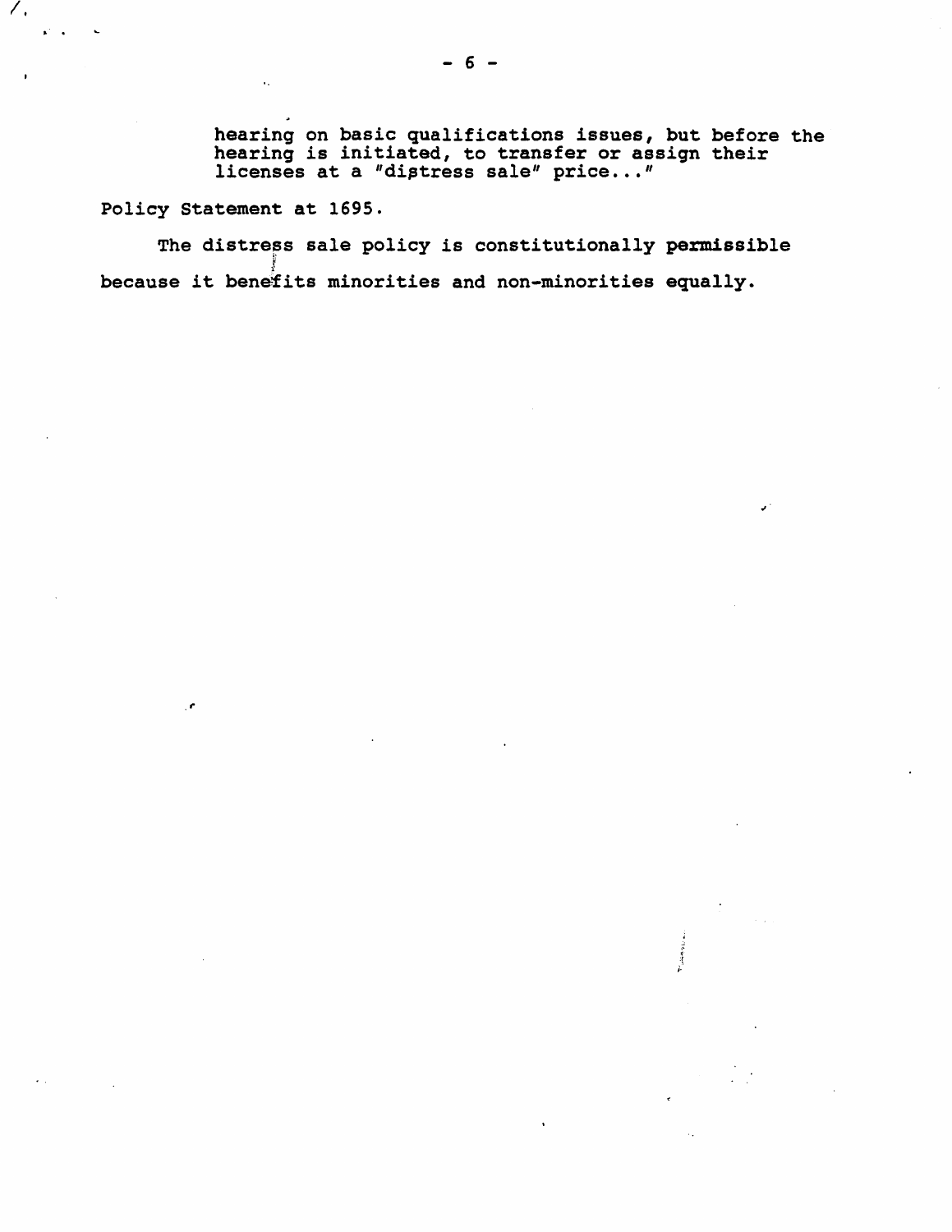hearing on basic qualifications issues, but before the hearing is initiated, to transfer or assign their licenses at a "distress sale" price..."

Policy Statement at 1695.

The distress sale policy is constitutionally permissible because it benefits minorities and non-minorities equally.